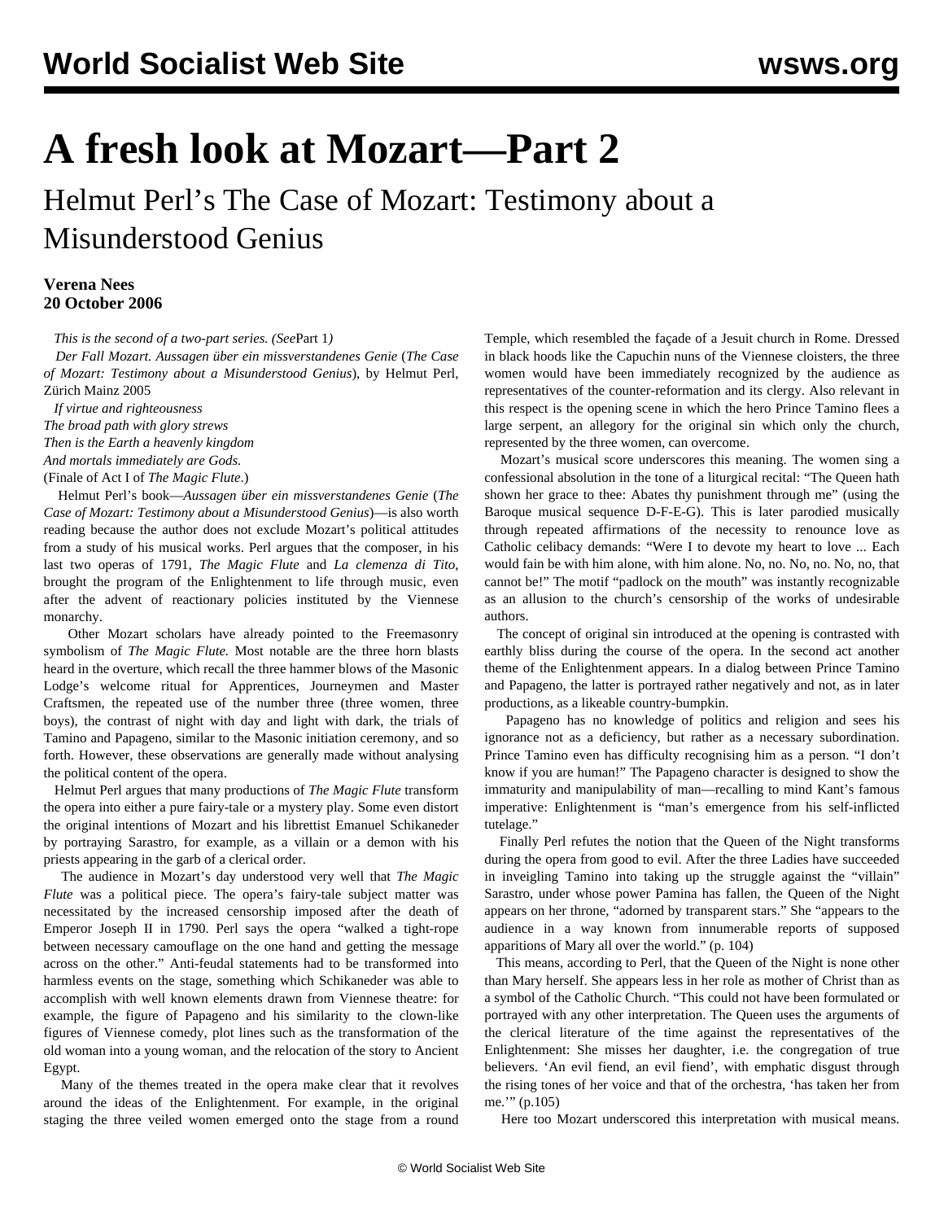# A fresh look at Mozart—Part 2

## Helmut Perl's The Case of Mozart: Testimony about a Misunderstood Genius

**Verena Nees**
**20 October 2006**

*This is the second of a two-part series. (See* Part 1*)*

*Der Fall Mozart. Aussagen über ein missverstandenes Genie* (*The Case of Mozart: Testimony about a Misunderstood Genius*), by Helmut Perl, Zürich Mainz 2005

*If virtue and righteousness*
*The broad path with glory strews*
*Then is the Earth a heavenly kingdom*
*And mortals immediately are Gods.*
(Finale of Act I of *The Magic Flute*.)

Helmut Perl's book—*Aussagen über ein missverstandenes Genie* (*The Case of Mozart: Testimony about a Misunderstood Genius*)—is also worth reading because the author does not exclude Mozart's political attitudes from a study of his musical works. Perl argues that the composer, in his last two operas of 1791, *The Magic Flute* and *La clemenza di Tito*, brought the program of the Enlightenment to life through music, even after the advent of reactionary policies instituted by the Viennese monarchy.

Other Mozart scholars have already pointed to the Freemasonry symbolism of *The Magic Flute.* Most notable are the three horn blasts heard in the overture, which recall the three hammer blows of the Masonic Lodge's welcome ritual for Apprentices, Journeymen and Master Craftsmen, the repeated use of the number three (three women, three boys), the contrast of night with day and light with dark, the trials of Tamino and Papageno, similar to the Masonic initiation ceremony, and so forth. However, these observations are generally made without analysing the political content of the opera.

Helmut Perl argues that many productions of *The Magic Flute* transform the opera into either a pure fairy-tale or a mystery play. Some even distort the original intentions of Mozart and his librettist Emanuel Schikaneder by portraying Sarastro, for example, as a villain or a demon with his priests appearing in the garb of a clerical order.

The audience in Mozart's day understood very well that *The Magic Flute* was a political piece. The opera's fairy-tale subject matter was necessitated by the increased censorship imposed after the death of Emperor Joseph II in 1790. Perl says the opera "walked a tight-rope between necessary camouflage on the one hand and getting the message across on the other." Anti-feudal statements had to be transformed into harmless events on the stage, something which Schikaneder was able to accomplish with well known elements drawn from Viennese theatre: for example, the figure of Papageno and his similarity to the clown-like figures of Viennese comedy, plot lines such as the transformation of the old woman into a young woman, and the relocation of the story to Ancient Egypt.

Many of the themes treated in the opera make clear that it revolves around the ideas of the Enlightenment. For example, in the original staging the three veiled women emerged onto the stage from a round Temple, which resembled the façade of a Jesuit church in Rome. Dressed in black hoods like the Capuchin nuns of the Viennese cloisters, the three women would have been immediately recognized by the audience as representatives of the counter-reformation and its clergy. Also relevant in this respect is the opening scene in which the hero Prince Tamino flees a large serpent, an allegory for the original sin which only the church, represented by the three women, can overcome.

Mozart's musical score underscores this meaning. The women sing a confessional absolution in the tone of a liturgical recital: "The Queen hath shown her grace to thee: Abates thy punishment through me" (using the Baroque musical sequence D-F-E-G). This is later parodied musically through repeated affirmations of the necessity to renounce love as Catholic celibacy demands: "Were I to devote my heart to love ... Each would fain be with him alone, with him alone. No, no. No, no. No, no, that cannot be!" The motif "padlock on the mouth" was instantly recognizable as an allusion to the church's censorship of the works of undesirable authors.

The concept of original sin introduced at the opening is contrasted with earthly bliss during the course of the opera. In the second act another theme of the Enlightenment appears. In a dialog between Prince Tamino and Papageno, the latter is portrayed rather negatively and not, as in later productions, as a likeable country-bumpkin.

Papageno has no knowledge of politics and religion and sees his ignorance not as a deficiency, but rather as a necessary subordination. Prince Tamino even has difficulty recognising him as a person. "I don't know if you are human!" The Papageno character is designed to show the immaturity and manipulability of man—recalling to mind Kant's famous imperative: Enlightenment is "man's emergence from his self-inflicted tutelage."

Finally Perl refutes the notion that the Queen of the Night transforms during the opera from good to evil. After the three Ladies have succeeded in inveigling Tamino into taking up the struggle against the "villain" Sarastro, under whose power Pamina has fallen, the Queen of the Night appears on her throne, "adorned by transparent stars." She "appears to the audience in a way known from innumerable reports of supposed apparitions of Mary all over the world." (p. 104)

This means, according to Perl, that the Queen of the Night is none other than Mary herself. She appears less in her role as mother of Christ than as a symbol of the Catholic Church. "This could not have been formulated or portrayed with any other interpretation. The Queen uses the arguments of the clerical literature of the time against the representatives of the Enlightenment: She misses her daughter, i.e. the congregation of true believers. 'An evil fiend, an evil fiend', with emphatic disgust through the rising tones of her voice and that of the orchestra, 'has taken her from me.'" (p.105)

Here too Mozart underscored this interpretation with musical means.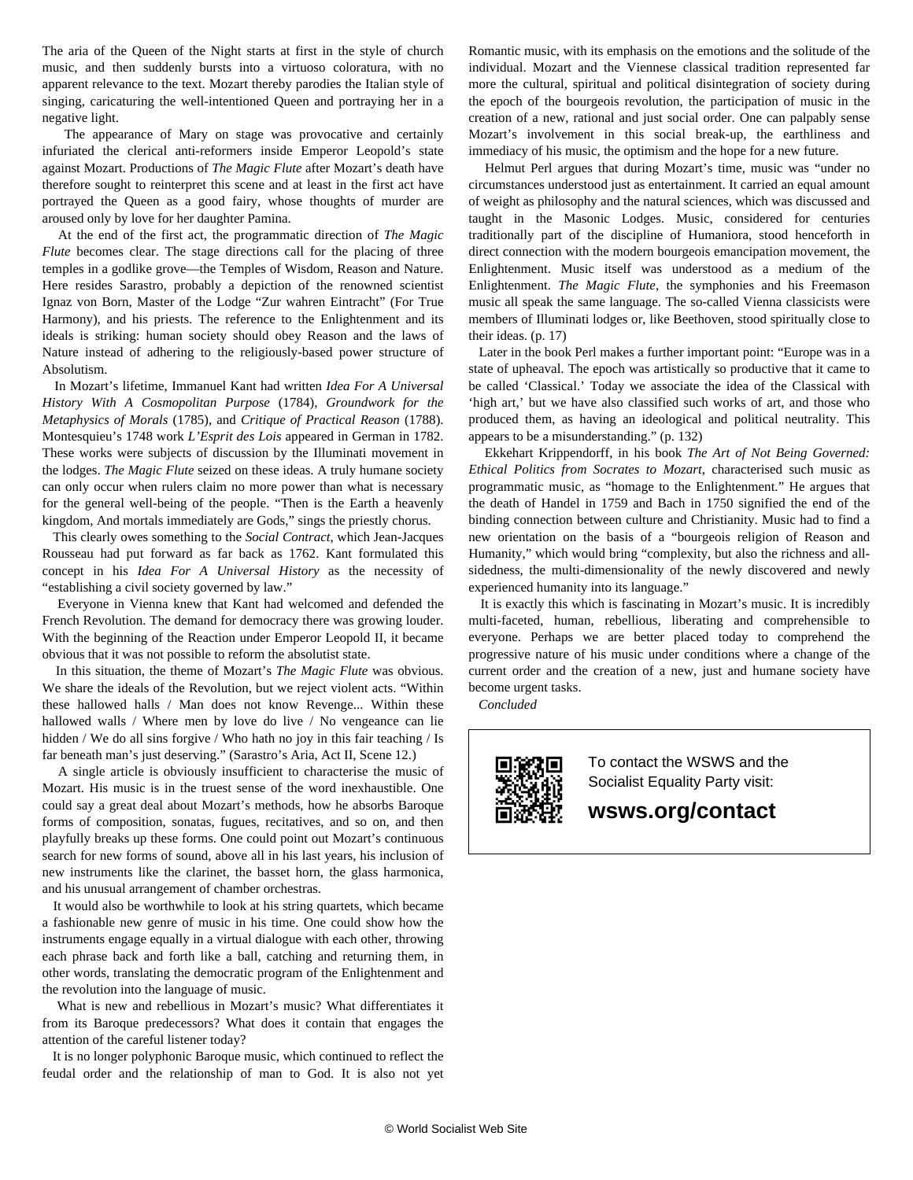The aria of the Queen of the Night starts at first in the style of church music, and then suddenly bursts into a virtuoso coloratura, with no apparent relevance to the text. Mozart thereby parodies the Italian style of singing, caricaturing the well-intentioned Queen and portraying her in a negative light.

The appearance of Mary on stage was provocative and certainly infuriated the clerical anti-reformers inside Emperor Leopold's state against Mozart. Productions of *The Magic Flute* after Mozart's death have therefore sought to reinterpret this scene and at least in the first act have portrayed the Queen as a good fairy, whose thoughts of murder are aroused only by love for her daughter Pamina.

At the end of the first act, the programmatic direction of *The Magic Flute* becomes clear. The stage directions call for the placing of three temples in a godlike grove—the Temples of Wisdom, Reason and Nature. Here resides Sarastro, probably a depiction of the renowned scientist Ignaz von Born, Master of the Lodge "Zur wahren Eintracht" (For True Harmony), and his priests. The reference to the Enlightenment and its ideals is striking: human society should obey Reason and the laws of Nature instead of adhering to the religiously-based power structure of Absolutism.

In Mozart's lifetime, Immanuel Kant had written *Idea For A Universal History With A Cosmopolitan Purpose* (1784), *Groundwork for the Metaphysics of Morals* (1785), and *Critique of Practical Reason* (1788). Montesquieu's 1748 work *L'Esprit des Lois* appeared in German in 1782. These works were subjects of discussion by the Illuminati movement in the lodges. *The Magic Flute* seized on these ideas. A truly humane society can only occur when rulers claim no more power than what is necessary for the general well-being of the people. "Then is the Earth a heavenly kingdom, And mortals immediately are Gods," sings the priestly chorus.

This clearly owes something to the *Social Contract*, which Jean-Jacques Rousseau had put forward as far back as 1762. Kant formulated this concept in his *Idea For A Universal History* as the necessity of "establishing a civil society governed by law."

Everyone in Vienna knew that Kant had welcomed and defended the French Revolution. The demand for democracy there was growing louder. With the beginning of the Reaction under Emperor Leopold II, it became obvious that it was not possible to reform the absolutist state.

In this situation, the theme of Mozart's *The Magic Flute* was obvious. We share the ideals of the Revolution, but we reject violent acts. "Within these hallowed halls / Man does not know Revenge... Within these hallowed walls / Where men by love do live / No vengeance can lie hidden / We do all sins forgive / Who hath no joy in this fair teaching / Is far beneath man's just deserving." (Sarastro's Aria, Act II, Scene 12.)

A single article is obviously insufficient to characterise the music of Mozart. His music is in the truest sense of the word inexhaustible. One could say a great deal about Mozart's methods, how he absorbs Baroque forms of composition, sonatas, fugues, recitatives, and so on, and then playfully breaks up these forms. One could point out Mozart's continuous search for new forms of sound, above all in his last years, his inclusion of new instruments like the clarinet, the basset horn, the glass harmonica, and his unusual arrangement of chamber orchestras.

It would also be worthwhile to look at his string quartets, which became a fashionable new genre of music in his time. One could show how the instruments engage equally in a virtual dialogue with each other, throwing each phrase back and forth like a ball, catching and returning them, in other words, translating the democratic program of the Enlightenment and the revolution into the language of music.

What is new and rebellious in Mozart's music? What differentiates it from its Baroque predecessors? What does it contain that engages the attention of the careful listener today?

It is no longer polyphonic Baroque music, which continued to reflect the feudal order and the relationship of man to God. It is also not yet Romantic music, with its emphasis on the emotions and the solitude of the individual. Mozart and the Viennese classical tradition represented far more the cultural, spiritual and political disintegration of society during the epoch of the bourgeois revolution, the participation of music in the creation of a new, rational and just social order. One can palpably sense Mozart's involvement in this social break-up, the earthliness and immediacy of his music, the optimism and the hope for a new future.

Helmut Perl argues that during Mozart's time, music was "under no circumstances understood just as entertainment. It carried an equal amount of weight as philosophy and the natural sciences, which was discussed and taught in the Masonic Lodges. Music, considered for centuries traditionally part of the discipline of Humaniora, stood henceforth in direct connection with the modern bourgeois emancipation movement, the Enlightenment. Music itself was understood as a medium of the Enlightenment. *The Magic Flute*, the symphonies and his Freemason music all speak the same language. The so-called Vienna classicists were members of Illuminati lodges or, like Beethoven, stood spiritually close to their ideas. (p. 17)

Later in the book Perl makes a further important point: "Europe was in a state of upheaval. The epoch was artistically so productive that it came to be called 'Classical.' Today we associate the idea of the Classical with 'high art,' but we have also classified such works of art, and those who produced them, as having an ideological and political neutrality. This appears to be a misunderstanding." (p. 132)

Ekkehart Krippendorff, in his book *The Art of Not Being Governed: Ethical Politics from Socrates to Mozart*, characterised such music as programmatic music, as "homage to the Enlightenment." He argues that the death of Handel in 1759 and Bach in 1750 signified the end of the binding connection between culture and Christianity. Music had to find a new orientation on the basis of a "bourgeois religion of Reason and Humanity," which would bring "complexity, but also the richness and all-sidedness, the multi-dimensionality of the newly discovered and newly experienced humanity into its language."

It is exactly this which is fascinating in Mozart's music. It is incredibly multi-faceted, human, rebellious, liberating and comprehensible to everyone. Perhaps we are better placed today to comprehend the progressive nature of his music under conditions where a change of the current order and the creation of a new, just and humane society have become urgent tasks.

*Concluded*

To contact the WSWS and the Socialist Equality Party visit:

**wsws.org/contact**